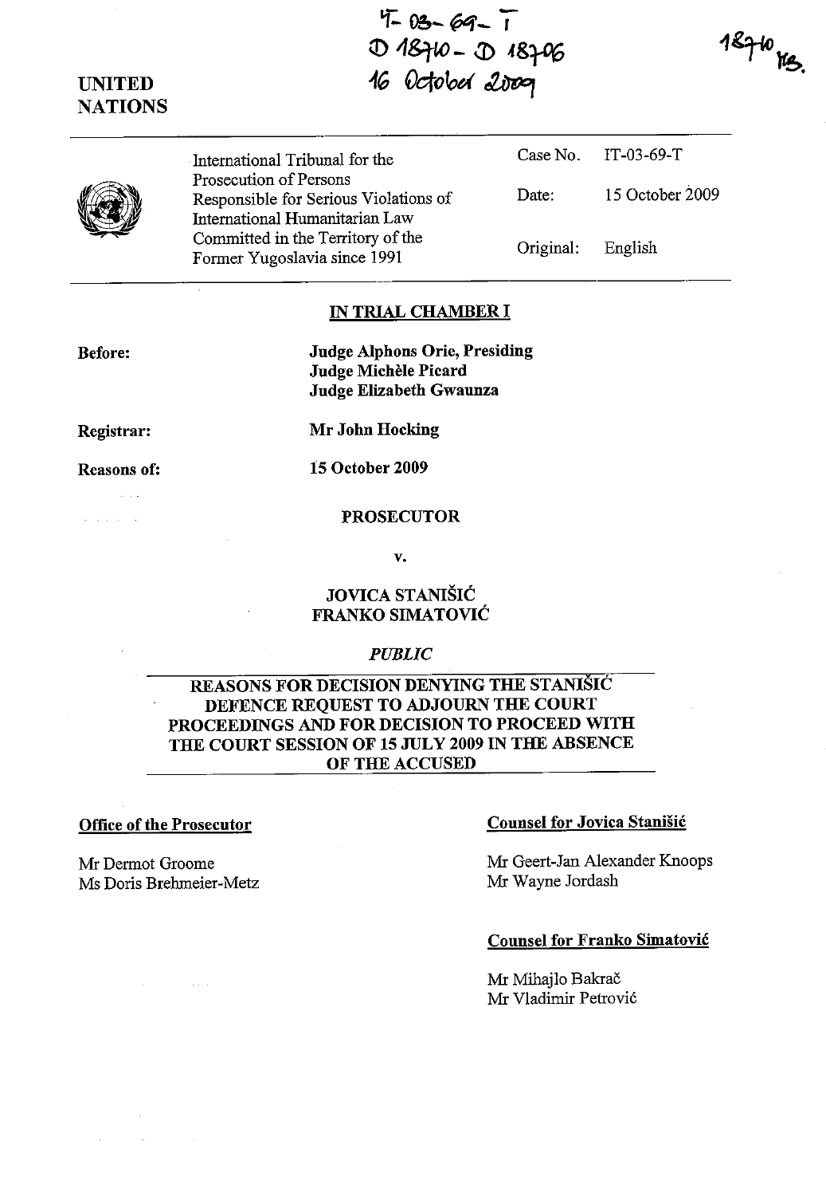IT-03-69-T
D 18710 - D 18706
16 October 2009

18710 MB.

UNITED NATIONS

| International Tribunal for the Prosecution of Persons Responsible for Serious Violations of International Humanitarian Law Committed in the Territory of the Former Yugoslavia since 1991 | Case No. | IT-03-69-T |
|---|---|---|
| | Date: | 15 October 2009 |
| | Original: | English |

## IN TRIAL CHAMBER I

**Before:** **Judge Alphons Orie, Presiding**
**Judge Michèle Picard**
**Judge Elizabeth Gwaunza**

**Registrar:** **Mr John Hocking**

**Reasons of:** **15 October 2009**

**PROSECUTOR**

**v.**

**JOVICA STANIŠIĆ**
**FRANKO SIMATOVIĆ**

*PUBLIC*

## REASONS FOR DECISION DENYING THE STANIŠIĆ DEFENCE REQUEST TO ADJOURN THE COURT PROCEEDINGS AND FOR DECISION TO PROCEED WITH THE COURT SESSION OF 15 JULY 2009 IN THE ABSENCE OF THE ACCUSED

**Office of the Prosecutor**

Mr Dermot Groome
Ms Doris Brehmeier-Metz

**Counsel for Jovica Stanišić**

Mr Geert-Jan Alexander Knoops
Mr Wayne Jordash

**Counsel for Franko Simatović**

Mr Mihajlo Bakrač
Mr Vladimir Petrović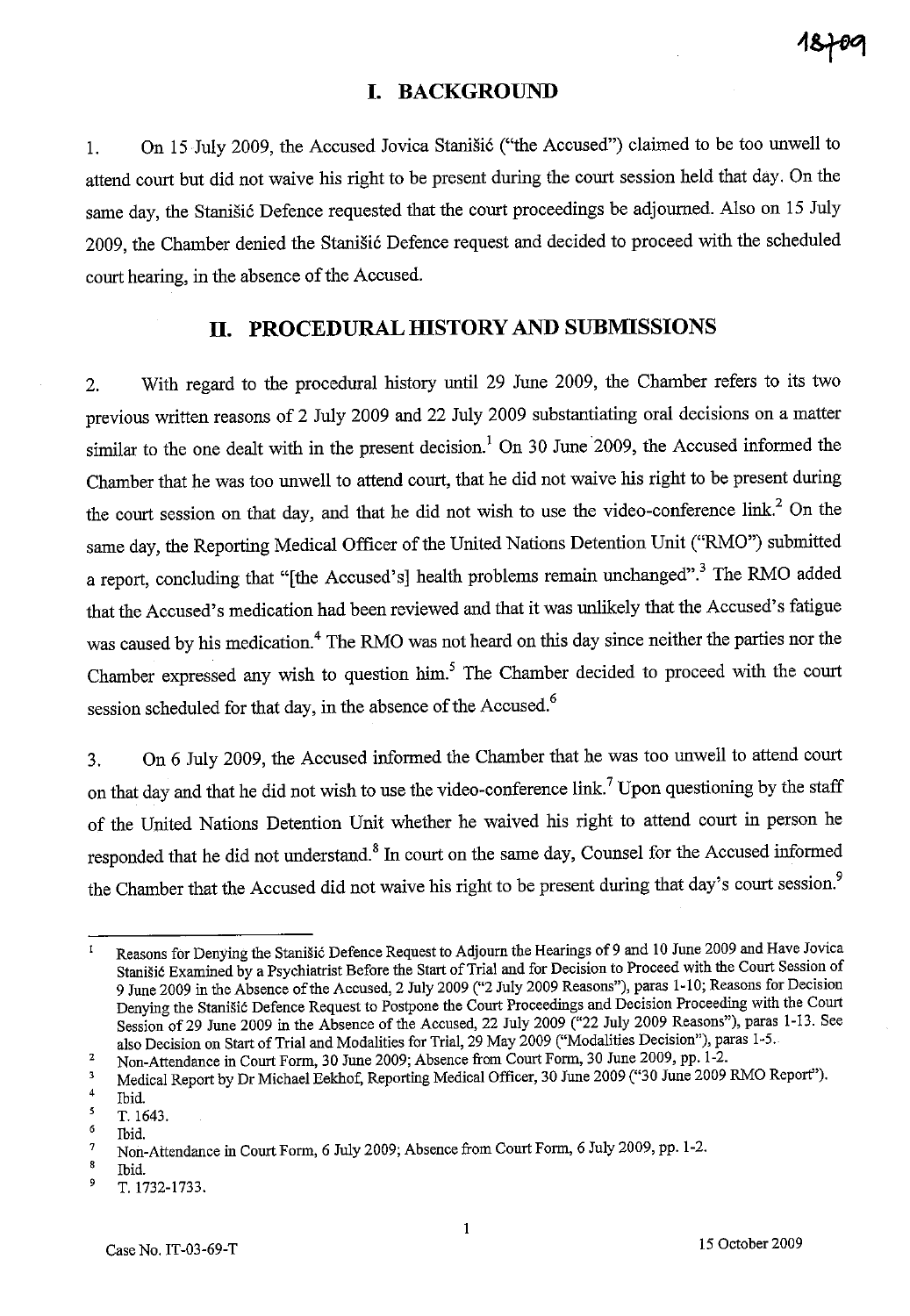# I. BACKGROUND

1. On 15 July 2009, the Accused Jovica Stanišić ("the Accused") claimed to be too unwell to attend court but did not waive his right to be present during the court session held that day. On the same day, the Stanišić Defence requested that the court proceedings be adjourned. Also on 15 July 2009, the Chamber denied the Stanišić Defence request and decided to proceed with the scheduled court hearing, in the absence of the Accused.

# II. PROCEDURAL HISTORY AND SUBMISSIONS

2. With regard to the procedural history until 29 June 2009, the Chamber refers to its two previous written reasons of 2 July 2009 and 22 July 2009 substantiating oral decisions on a matter similar to the one dealt with in the present decision.[1] On 30 June 2009, the Accused informed the Chamber that he was too unwell to attend court, that he did not waive his right to be present during the court session on that day, and that he did not wish to use the video-conference link.[2] On the same day, the Reporting Medical Officer of the United Nations Detention Unit ("RMO") submitted a report, concluding that "[the Accused's] health problems remain unchanged".[3] The RMO added that the Accused's medication had been reviewed and that it was unlikely that the Accused's fatigue was caused by his medication.[4] The RMO was not heard on this day since neither the parties nor the Chamber expressed any wish to question him.[5] The Chamber decided to proceed with the court session scheduled for that day, in the absence of the Accused.[6]

3. On 6 July 2009, the Accused informed the Chamber that he was too unwell to attend court on that day and that he did not wish to use the video-conference link.[7] Upon questioning by the staff of the United Nations Detention Unit whether he waived his right to attend court in person he responded that he did not understand.[8] In court on the same day, Counsel for the Accused informed the Chamber that the Accused did not waive his right to be present during that day's court session.[9]

---

[1] Reasons for Denying the Stanišić Defence Request to Adjourn the Hearings of 9 and 10 June 2009 and Have Jovica Stanišić Examined by a Psychiatrist Before the Start of Trial and for Decision to Proceed with the Court Session of 9 June 2009 in the Absence of the Accused, 2 July 2009 ("2 July 2009 Reasons"), paras 1-10; Reasons for Decision Denying the Stanišić Defence Request to Postpone the Court Proceedings and Decision Proceeding with the Court Session of 29 June 2009 in the Absence of the Accused, 22 July 2009 ("22 July 2009 Reasons"), paras 1-13. See also Decision on Start of Trial and Modalities for Trial, 29 May 2009 ("Modalities Decision"), paras 1-5.

[2] Non-Attendance in Court Form, 30 June 2009; Absence from Court Form, 30 June 2009, pp. 1-2.

[3] Medical Report by Dr Michael Eekhof, Reporting Medical Officer, 30 June 2009 ("30 June 2009 RMO Report").

[4] Ibid.

[5] T. 1643.

[6] Ibid.

[7] Non-Attendance in Court Form, 6 July 2009; Absence from Court Form, 6 July 2009, pp. 1-2.

[8] Ibid.

[9] T. 1732-1733.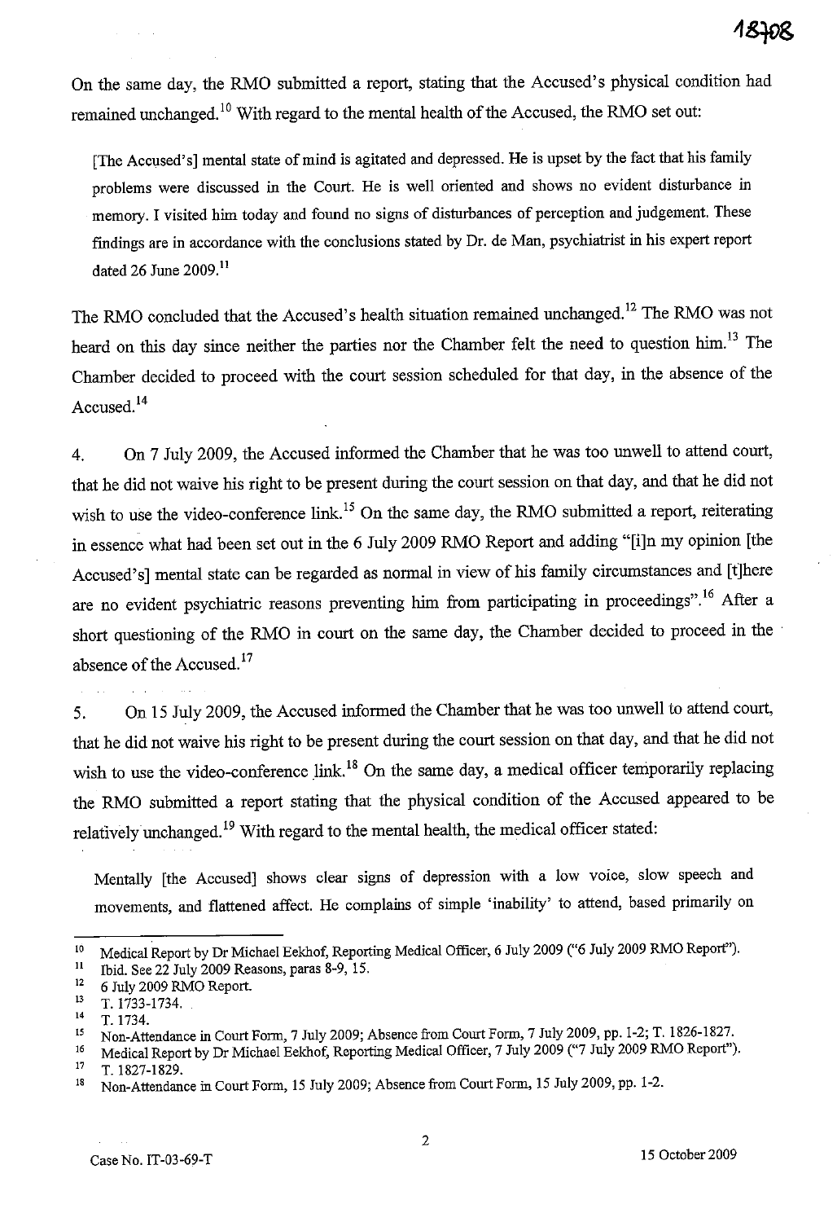On the same day, the RMO submitted a report, stating that the Accused's physical condition had remained unchanged.[10] With regard to the mental health of the Accused, the RMO set out:

> [The Accused's] mental state of mind is agitated and depressed. He is upset by the fact that his family problems were discussed in the Court. He is well oriented and shows no evident disturbance in memory. I visited him today and found no signs of disturbances of perception and judgement. These findings are in accordance with the conclusions stated by Dr. de Man, psychiatrist in his expert report dated 26 June 2009.[11]

The RMO concluded that the Accused's health situation remained unchanged.[12] The RMO was not heard on this day since neither the parties nor the Chamber felt the need to question him.[13] The Chamber decided to proceed with the court session scheduled for that day, in the absence of the Accused.[14]

4. On 7 July 2009, the Accused informed the Chamber that he was too unwell to attend court, that he did not waive his right to be present during the court session on that day, and that he did not wish to use the video-conference link.[15] On the same day, the RMO submitted a report, reiterating in essence what had been set out in the 6 July 2009 RMO Report and adding "[i]n my opinion [the Accused's] mental state can be regarded as normal in view of his family circumstances and [t]here are no evident psychiatric reasons preventing him from participating in proceedings".[16] After a short questioning of the RMO in court on the same day, the Chamber decided to proceed in the absence of the Accused.[17]

5. On 15 July 2009, the Accused informed the Chamber that he was too unwell to attend court, that he did not waive his right to be present during the court session on that day, and that he did not wish to use the video-conference link.[18] On the same day, a medical officer temporarily replacing the RMO submitted a report stating that the physical condition of the Accused appeared to be relatively unchanged.[19] With regard to the mental health, the medical officer stated:

> Mentally [the Accused] shows clear signs of depression with a low voice, slow speech and movements, and flattened affect. He complains of simple 'inability' to attend, based primarily on

---

[10] Medical Report by Dr Michael Eekhof, Reporting Medical Officer, 6 July 2009 ("6 July 2009 RMO Report").

[11] Ibid. See 22 July 2009 Reasons, paras 8-9, 15.

[12] 6 July 2009 RMO Report.

[13] T. 1733-1734.

[14] T. 1734.

[15] Non-Attendance in Court Form, 7 July 2009; Absence from Court Form, 7 July 2009, pp. 1-2; T. 1826-1827.

[16] Medical Report by Dr Michael Eekhof, Reporting Medical Officer, 7 July 2009 ("7 July 2009 RMO Report").

[17] T. 1827-1829.

[18] Non-Attendance in Court Form, 15 July 2009; Absence from Court Form, 15 July 2009, pp. 1-2.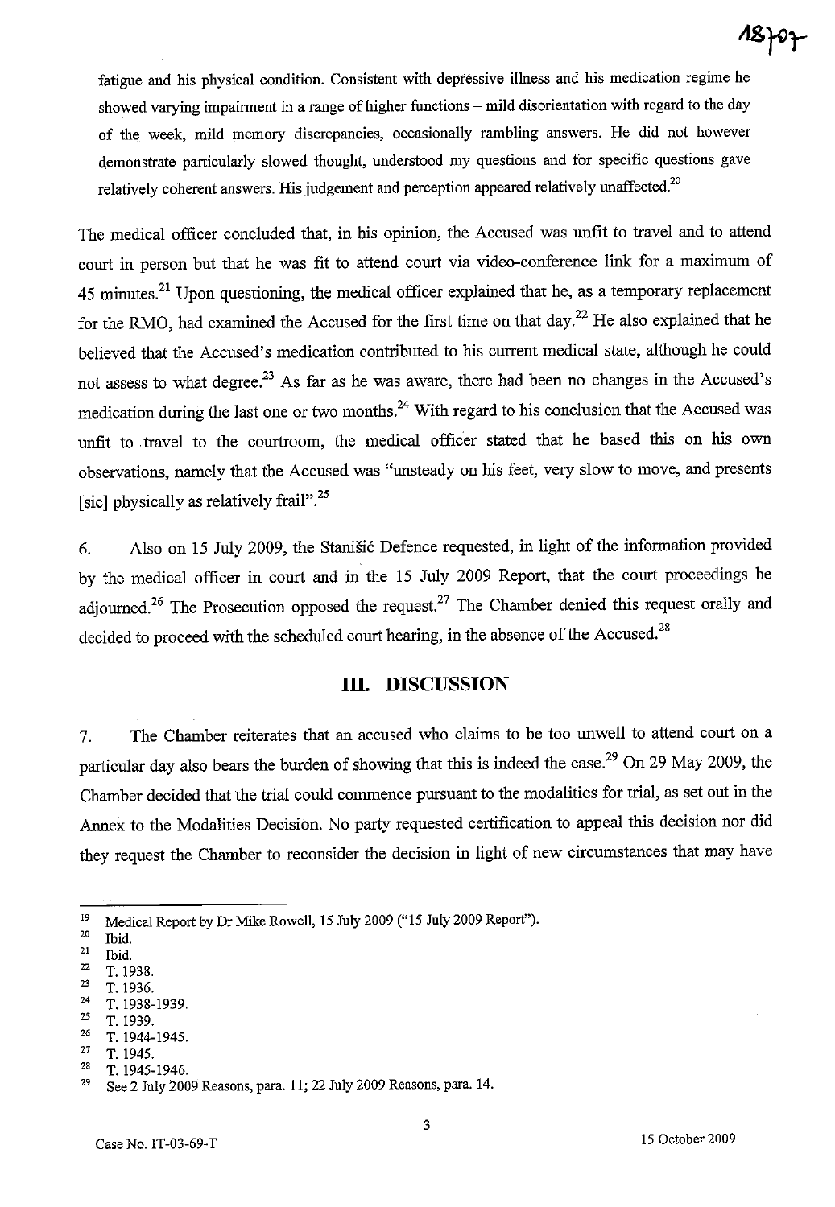fatigue and his physical condition. Consistent with depressive illness and his medication regime he showed varying impairment in a range of higher functions – mild disorientation with regard to the day of the week, mild memory discrepancies, occasionally rambling answers. He did not however demonstrate particularly slowed thought, understood my questions and for specific questions gave relatively coherent answers. His judgement and perception appeared relatively unaffected.[20]

The medical officer concluded that, in his opinion, the Accused was unfit to travel and to attend court in person but that he was fit to attend court via video-conference link for a maximum of 45 minutes.[21] Upon questioning, the medical officer explained that he, as a temporary replacement for the RMO, had examined the Accused for the first time on that day.[22] He also explained that he believed that the Accused's medication contributed to his current medical state, although he could not assess to what degree.[23] As far as he was aware, there had been no changes in the Accused's medication during the last one or two months.[24] With regard to his conclusion that the Accused was unfit to travel to the courtroom, the medical officer stated that he based this on his own observations, namely that the Accused was "unsteady on his feet, very slow to move, and presents [sic] physically as relatively frail".[25]

6. Also on 15 July 2009, the Stanišić Defence requested, in light of the information provided by the medical officer in court and in the 15 July 2009 Report, that the court proceedings be adjourned.[26] The Prosecution opposed the request.[27] The Chamber denied this request orally and decided to proceed with the scheduled court hearing, in the absence of the Accused.[28]

## III. DISCUSSION

7. The Chamber reiterates that an accused who claims to be too unwell to attend court on a particular day also bears the burden of showing that this is indeed the case.[29] On 29 May 2009, the Chamber decided that the trial could commence pursuant to the modalities for trial, as set out in the Annex to the Modalities Decision. No party requested certification to appeal this decision nor did they request the Chamber to reconsider the decision in light of new circumstances that may have

---

[19] Medical Report by Dr Mike Rowell, 15 July 2009 ("15 July 2009 Report").
[20] Ibid.
[21] Ibid.
[22] T. 1938.
[23] T. 1936.
[24] T. 1938-1939.
[25] T. 1939.
[26] T. 1944-1945.
[27] T. 1945.
[28] T. 1945-1946.
[29] See 2 July 2009 Reasons, para. 11; 22 July 2009 Reasons, para. 14.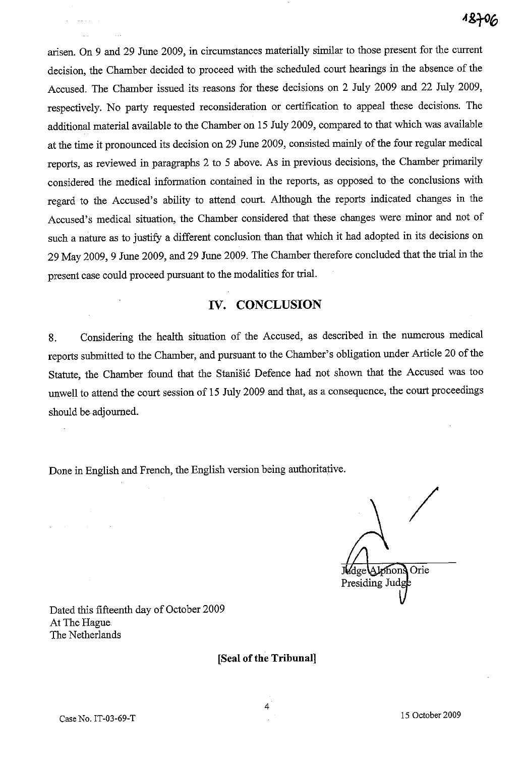arisen. On 9 and 29 June 2009, in circumstances materially similar to those present for the current decision, the Chamber decided to proceed with the scheduled court hearings in the absence of the Accused. The Chamber issued its reasons for these decisions on 2 July 2009 and 22 July 2009, respectively. No party requested reconsideration or certification to appeal these decisions. The additional material available to the Chamber on 15 July 2009, compared to that which was available at the time it pronounced its decision on 29 June 2009, consisted mainly of the four regular medical reports, as reviewed in paragraphs 2 to 5 above. As in previous decisions, the Chamber primarily considered the medical information contained in the reports, as opposed to the conclusions with regard to the Accused's ability to attend court. Although the reports indicated changes in the Accused's medical situation, the Chamber considered that these changes were minor and not of such a nature as to justify a different conclusion than that which it had adopted in its decisions on 29 May 2009, 9 June 2009, and 29 June 2009. The Chamber therefore concluded that the trial in the present case could proceed pursuant to the modalities for trial.

## IV. CONCLUSION

8. Considering the health situation of the Accused, as described in the numerous medical reports submitted to the Chamber, and pursuant to the Chamber's obligation under Article 20 of the Statute, the Chamber found that the Stanišić Defence had not shown that the Accused was too unwell to attend the court session of 15 July 2009 and that, as a consequence, the court proceedings should be adjourned.

Done in English and French, the English version being authoritative.

Judge Alphons Orie
Presiding Judge

Dated this fifteenth day of October 2009
At The Hague
The Netherlands

**[Seal of the Tribunal]**